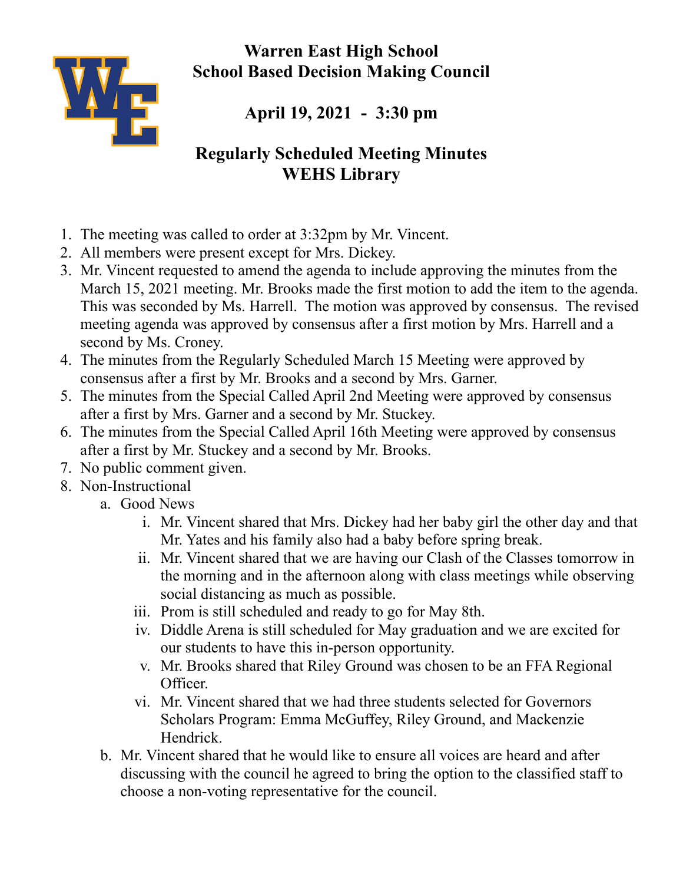# Warren East High School
# School Based Decision Making Council

## April 19, 2021 - 3:30 pm

## Regularly Scheduled Meeting Minutes
## WEHS Library

1. The meeting was called to order at 3:32pm by Mr. Vincent.
2. All members were present except for Mrs. Dickey.
3. Mr. Vincent requested to amend the agenda to include approving the minutes from the March 15, 2021 meeting. Mr. Brooks made the first motion to add the item to the agenda. This was seconded by Ms. Harrell. The motion was approved by consensus. The revised meeting agenda was approved by consensus after a first motion by Mrs. Harrell and a second by Ms. Croney.
4. The minutes from the Regularly Scheduled March 15 Meeting were approved by consensus after a first by Mr. Brooks and a second by Mrs. Garner.
5. The minutes from the Special Called April 2nd Meeting were approved by consensus after a first by Mrs. Garner and a second by Mr. Stuckey.
6. The minutes from the Special Called April 16th Meeting were approved by consensus after a first by Mr. Stuckey and a second by Mr. Brooks.
7. No public comment given.
8. Non-Instructional
   a. Good News
      i. Mr. Vincent shared that Mrs. Dickey had her baby girl the other day and that Mr. Yates and his family also had a baby before spring break.
      ii. Mr. Vincent shared that we are having our Clash of the Classes tomorrow in the morning and in the afternoon along with class meetings while observing social distancing as much as possible.
      iii. Prom is still scheduled and ready to go for May 8th.
      iv. Diddle Arena is still scheduled for May graduation and we are excited for our students to have this in-person opportunity.
      v. Mr. Brooks shared that Riley Ground was chosen to be an FFA Regional Officer.
      vi. Mr. Vincent shared that we had three students selected for Governors Scholars Program: Emma McGuffey, Riley Ground, and Mackenzie Hendrick.
   b. Mr. Vincent shared that he would like to ensure all voices are heard and after discussing with the council he agreed to bring the option to the classified staff to choose a non-voting representative for the council.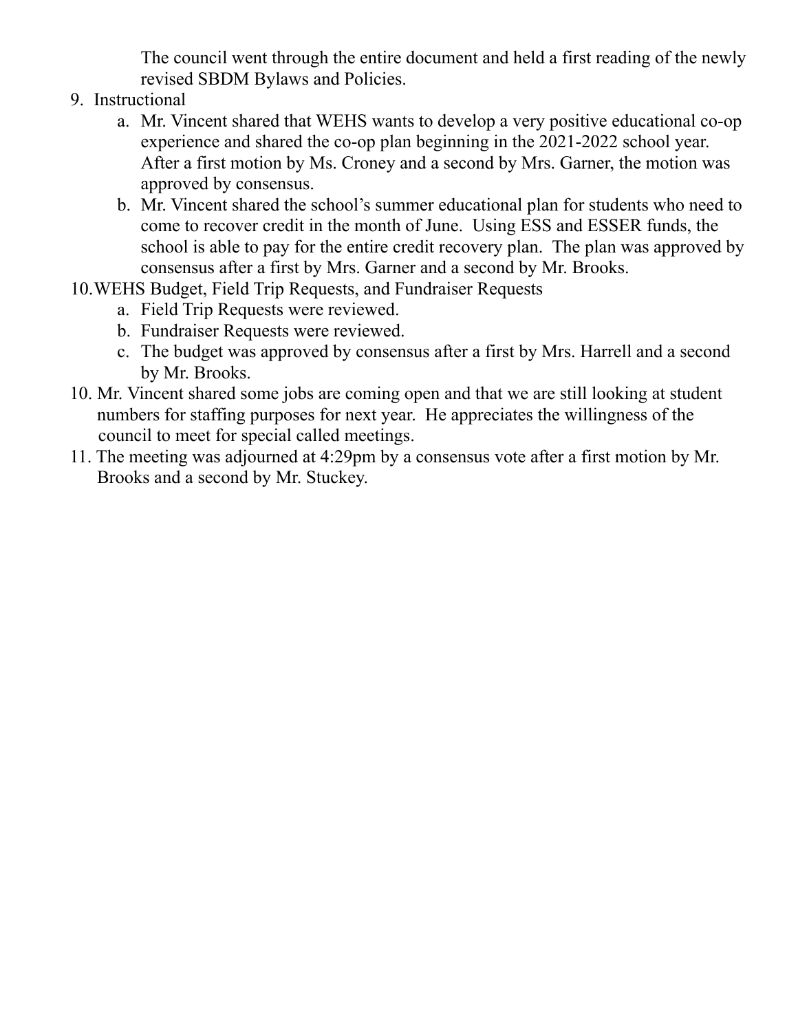The council went through the entire document and held a first reading of the newly revised SBDM Bylaws and Policies.

9. Instructional
   a. Mr. Vincent shared that WEHS wants to develop a very positive educational co-op experience and shared the co-op plan beginning in the 2021-2022 school year. After a first motion by Ms. Croney and a second by Mrs. Garner, the motion was approved by consensus.
   b. Mr. Vincent shared the school's summer educational plan for students who need to come to recover credit in the month of June. Using ESS and ESSER funds, the school is able to pay for the entire credit recovery plan. The plan was approved by consensus after a first by Mrs. Garner and a second by Mr. Brooks.

10. WEHS Budget, Field Trip Requests, and Fundraiser Requests
    a. Field Trip Requests were reviewed.
    b. Fundraiser Requests were reviewed.
    c. The budget was approved by consensus after a first by Mrs. Harrell and a second by Mr. Brooks.

10. Mr. Vincent shared some jobs are coming open and that we are still looking at student numbers for staffing purposes for next year. He appreciates the willingness of the council to meet for special called meetings.

11. The meeting was adjourned at 4:29pm by a consensus vote after a first motion by Mr. Brooks and a second by Mr. Stuckey.